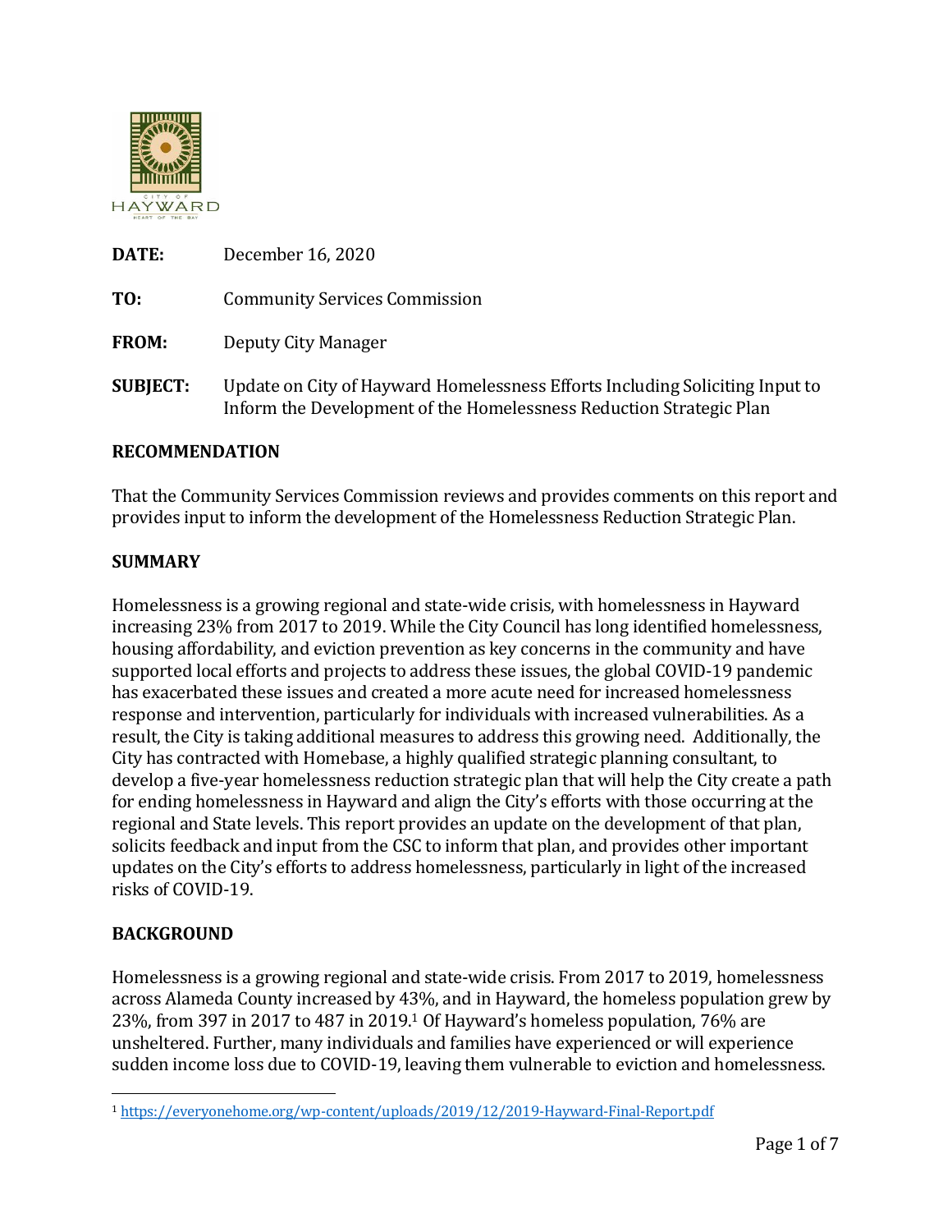**DATE:** December 16, 2020

**TO:** Community Services Commission

**FROM:** Deputy City Manager

**SUBJECT:** Update on City of Hayward Homelessness Efforts Including Soliciting Input to Inform the Development of the Homelessness Reduction Strategic Plan

## RECOMMENDATION

That the Community Services Commission reviews and provides comments on this report and provides input to inform the development of the Homelessness Reduction Strategic Plan.

## SUMMARY

Homelessness is a growing regional and state-wide crisis, with homelessness in Hayward increasing 23% from 2017 to 2019. While the City Council has long identified homelessness, housing affordability, and eviction prevention as key concerns in the community and have supported local efforts and projects to address these issues, the global COVID-19 pandemic has exacerbated these issues and created a more acute need for increased homelessness response and intervention, particularly for individuals with increased vulnerabilities. As a result, the City is taking additional measures to address this growing need. Additionally, the City has contracted with Homebase, a highly qualified strategic planning consultant, to develop a five-year homelessness reduction strategic plan that will help the City create a path for ending homelessness in Hayward and align the City's efforts with those occurring at the regional and State levels. This report provides an update on the development of that plan, solicits feedback and input from the CSC to inform that plan, and provides other important updates on the City's efforts to address homelessness, particularly in light of the increased risks of COVID-19.

## BACKGROUND

Homelessness is a growing regional and state-wide crisis. From 2017 to 2019, homelessness across Alameda County increased by 43%, and in Hayward, the homeless population grew by 23%, from 397 in 2017 to 487 in 2019.[1] Of Hayward's homeless population, 76% are unsheltered. Further, many individuals and families have experienced or will experience sudden income loss due to COVID-19, leaving them vulnerable to eviction and homelessness.

---

[1] https://everyonehome.org/wp-content/uploads/2019/12/2019-Hayward-Final-Report.pdf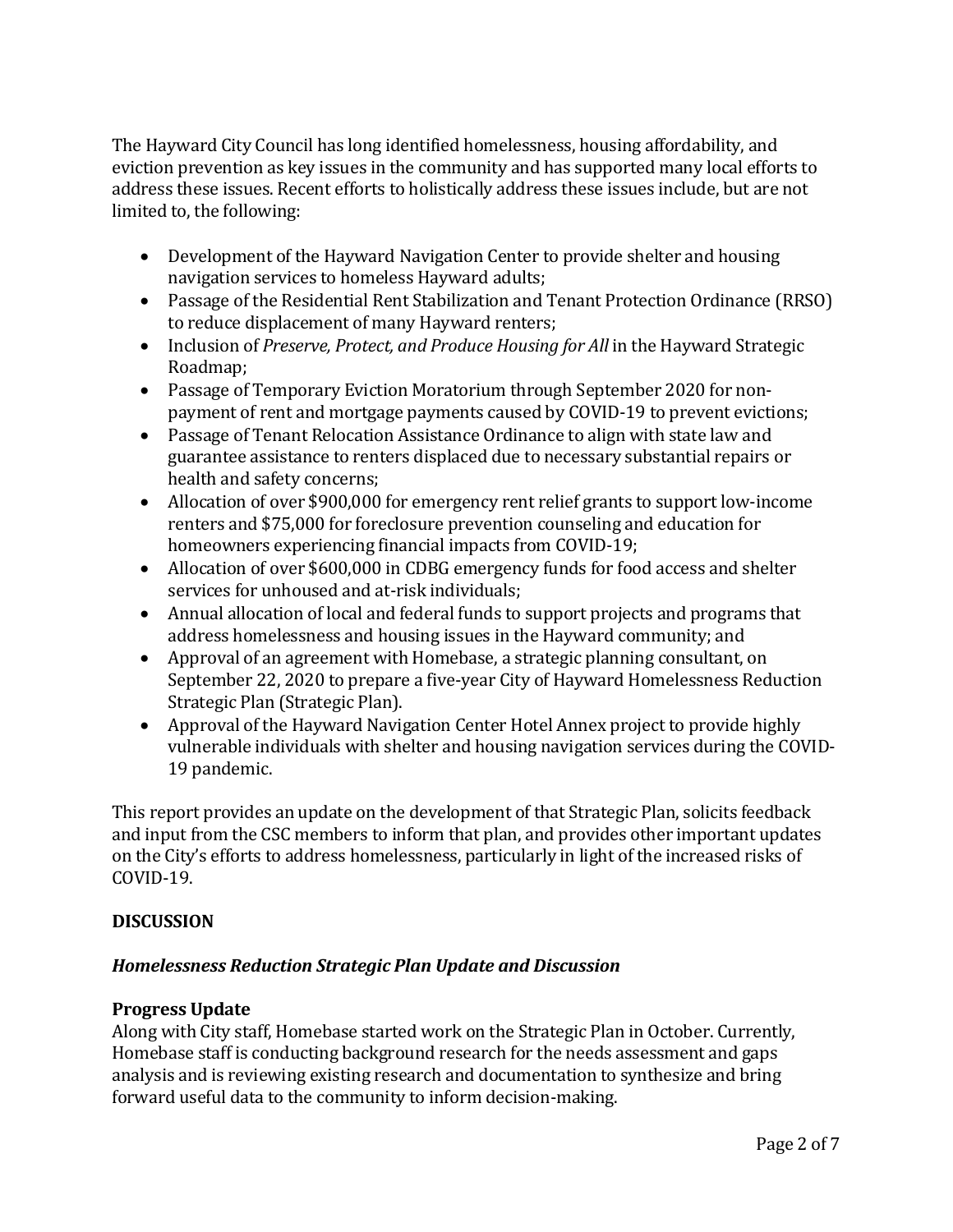The Hayward City Council has long identified homelessness, housing affordability, and eviction prevention as key issues in the community and has supported many local efforts to address these issues. Recent efforts to holistically address these issues include, but are not limited to, the following:

- Development of the Hayward Navigation Center to provide shelter and housing navigation services to homeless Hayward adults;
- Passage of the Residential Rent Stabilization and Tenant Protection Ordinance (RRSO) to reduce displacement of many Hayward renters;
- Inclusion of *Preserve, Protect, and Produce Housing for All* in the Hayward Strategic Roadmap;
- Passage of Temporary Eviction Moratorium through September 2020 for non-payment of rent and mortgage payments caused by COVID-19 to prevent evictions;
- Passage of Tenant Relocation Assistance Ordinance to align with state law and guarantee assistance to renters displaced due to necessary substantial repairs or health and safety concerns;
- Allocation of over $900,000 for emergency rent relief grants to support low-income renters and $75,000 for foreclosure prevention counseling and education for homeowners experiencing financial impacts from COVID-19;
- Allocation of over $600,000 in CDBG emergency funds for food access and shelter services for unhoused and at-risk individuals;
- Annual allocation of local and federal funds to support projects and programs that address homelessness and housing issues in the Hayward community; and
- Approval of an agreement with Homebase, a strategic planning consultant, on September 22, 2020 to prepare a five-year City of Hayward Homelessness Reduction Strategic Plan (Strategic Plan).
- Approval of the Hayward Navigation Center Hotel Annex project to provide highly vulnerable individuals with shelter and housing navigation services during the COVID-19 pandemic.

This report provides an update on the development of that Strategic Plan, solicits feedback and input from the CSC members to inform that plan, and provides other important updates on the City's efforts to address homelessness, particularly in light of the increased risks of COVID-19.

## DISCUSSION

### *Homelessness Reduction Strategic Plan Update and Discussion*

**Progress Update**

Along with City staff, Homebase started work on the Strategic Plan in October. Currently, Homebase staff is conducting background research for the needs assessment and gaps analysis and is reviewing existing research and documentation to synthesize and bring forward useful data to the community to inform decision-making.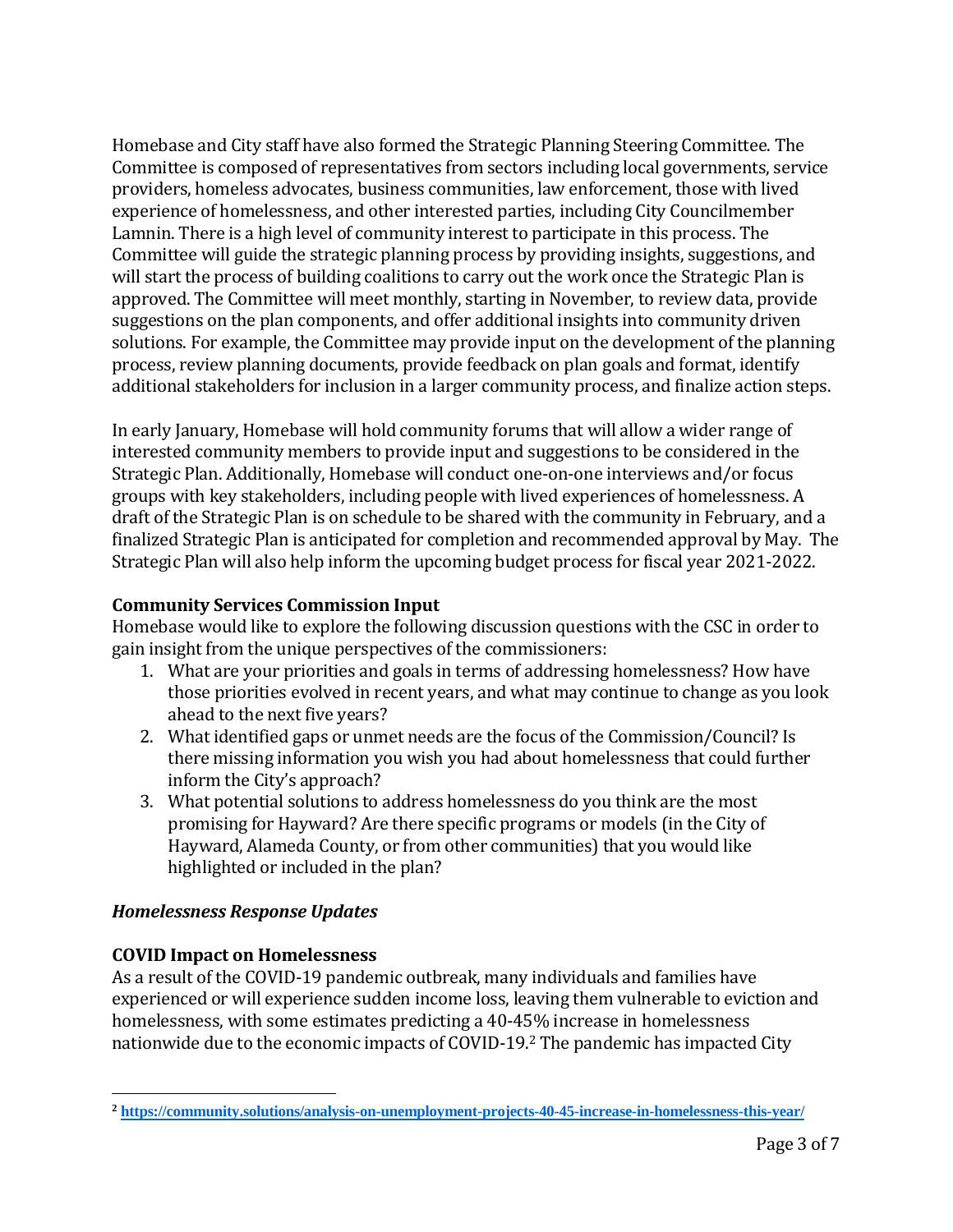Homebase and City staff have also formed the Strategic Planning Steering Committee. The Committee is composed of representatives from sectors including local governments, service providers, homeless advocates, business communities, law enforcement, those with lived experience of homelessness, and other interested parties, including City Councilmember Lamnin. There is a high level of community interest to participate in this process. The Committee will guide the strategic planning process by providing insights, suggestions, and will start the process of building coalitions to carry out the work once the Strategic Plan is approved. The Committee will meet monthly, starting in November, to review data, provide suggestions on the plan components, and offer additional insights into community driven solutions. For example, the Committee may provide input on the development of the planning process, review planning documents, provide feedback on plan goals and format, identify additional stakeholders for inclusion in a larger community process, and finalize action steps.

In early January, Homebase will hold community forums that will allow a wider range of interested community members to provide input and suggestions to be considered in the Strategic Plan. Additionally, Homebase will conduct one-on-one interviews and/or focus groups with key stakeholders, including people with lived experiences of homelessness. A draft of the Strategic Plan is on schedule to be shared with the community in February, and a finalized Strategic Plan is anticipated for completion and recommended approval by May. The Strategic Plan will also help inform the upcoming budget process for fiscal year 2021-2022.

**Community Services Commission Input**

Homebase would like to explore the following discussion questions with the CSC in order to gain insight from the unique perspectives of the commissioners:

1. What are your priorities and goals in terms of addressing homelessness? How have those priorities evolved in recent years, and what may continue to change as you look ahead to the next five years?
2. What identified gaps or unmet needs are the focus of the Commission/Council? Is there missing information you wish you had about homelessness that could further inform the City's approach?
3. What potential solutions to address homelessness do you think are the most promising for Hayward? Are there specific programs or models (in the City of Hayward, Alameda County, or from other communities) that you would like highlighted or included in the plan?

***Homelessness Response Updates***

**COVID Impact on Homelessness**

As a result of the COVID-19 pandemic outbreak, many individuals and families have experienced or will experience sudden income loss, leaving them vulnerable to eviction and homelessness, with some estimates predicting a 40-45% increase in homelessness nationwide due to the economic impacts of COVID-19.[2] The pandemic has impacted City

[2] https://community.solutions/analysis-on-unemployment-projects-40-45-increase-in-homelessness-this-year/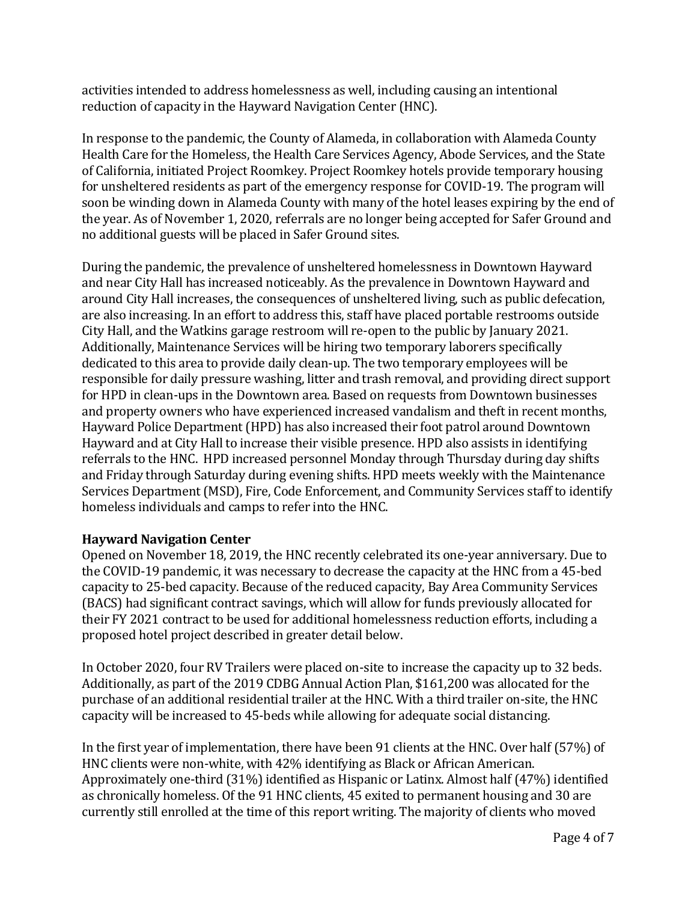activities intended to address homelessness as well, including causing an intentional reduction of capacity in the Hayward Navigation Center (HNC).

In response to the pandemic, the County of Alameda, in collaboration with Alameda County Health Care for the Homeless, the Health Care Services Agency, Abode Services, and the State of California, initiated Project Roomkey. Project Roomkey hotels provide temporary housing for unsheltered residents as part of the emergency response for COVID-19. The program will soon be winding down in Alameda County with many of the hotel leases expiring by the end of the year. As of November 1, 2020, referrals are no longer being accepted for Safer Ground and no additional guests will be placed in Safer Ground sites.

During the pandemic, the prevalence of unsheltered homelessness in Downtown Hayward and near City Hall has increased noticeably. As the prevalence in Downtown Hayward and around City Hall increases, the consequences of unsheltered living, such as public defecation, are also increasing. In an effort to address this, staff have placed portable restrooms outside City Hall, and the Watkins garage restroom will re-open to the public by January 2021. Additionally, Maintenance Services will be hiring two temporary laborers specifically dedicated to this area to provide daily clean-up. The two temporary employees will be responsible for daily pressure washing, litter and trash removal, and providing direct support for HPD in clean-ups in the Downtown area. Based on requests from Downtown businesses and property owners who have experienced increased vandalism and theft in recent months, Hayward Police Department (HPD) has also increased their foot patrol around Downtown Hayward and at City Hall to increase their visible presence. HPD also assists in identifying referrals to the HNC. HPD increased personnel Monday through Thursday during day shifts and Friday through Saturday during evening shifts. HPD meets weekly with the Maintenance Services Department (MSD), Fire, Code Enforcement, and Community Services staff to identify homeless individuals and camps to refer into the HNC.

**Hayward Navigation Center**

Opened on November 18, 2019, the HNC recently celebrated its one-year anniversary. Due to the COVID-19 pandemic, it was necessary to decrease the capacity at the HNC from a 45-bed capacity to 25-bed capacity. Because of the reduced capacity, Bay Area Community Services (BACS) had significant contract savings, which will allow for funds previously allocated for their FY 2021 contract to be used for additional homelessness reduction efforts, including a proposed hotel project described in greater detail below.

In October 2020, four RV Trailers were placed on-site to increase the capacity up to 32 beds. Additionally, as part of the 2019 CDBG Annual Action Plan, $161,200 was allocated for the purchase of an additional residential trailer at the HNC. With a third trailer on-site, the HNC capacity will be increased to 45-beds while allowing for adequate social distancing.

In the first year of implementation, there have been 91 clients at the HNC. Over half (57%) of HNC clients were non-white, with 42% identifying as Black or African American. Approximately one-third (31%) identified as Hispanic or Latinx. Almost half (47%) identified as chronically homeless. Of the 91 HNC clients, 45 exited to permanent housing and 30 are currently still enrolled at the time of this report writing. The majority of clients who moved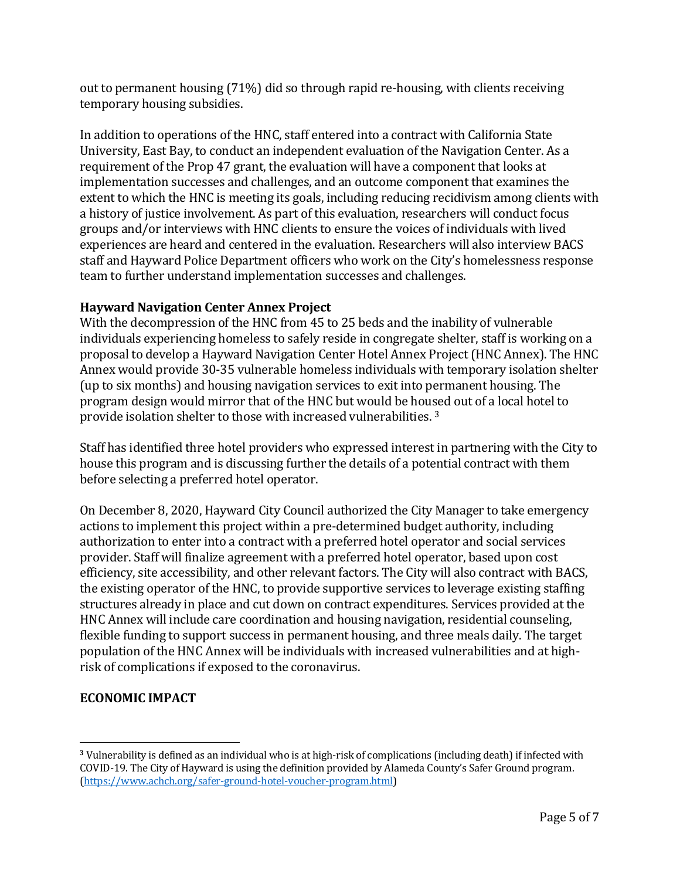out to permanent housing (71%) did so through rapid re-housing, with clients receiving temporary housing subsidies.

In addition to operations of the HNC, staff entered into a contract with California State University, East Bay, to conduct an independent evaluation of the Navigation Center. As a requirement of the Prop 47 grant, the evaluation will have a component that looks at implementation successes and challenges, and an outcome component that examines the extent to which the HNC is meeting its goals, including reducing recidivism among clients with a history of justice involvement. As part of this evaluation, researchers will conduct focus groups and/or interviews with HNC clients to ensure the voices of individuals with lived experiences are heard and centered in the evaluation. Researchers will also interview BACS staff and Hayward Police Department officers who work on the City's homelessness response team to further understand implementation successes and challenges.

**Hayward Navigation Center Annex Project**

With the decompression of the HNC from 45 to 25 beds and the inability of vulnerable individuals experiencing homeless to safely reside in congregate shelter, staff is working on a proposal to develop a Hayward Navigation Center Hotel Annex Project (HNC Annex). The HNC Annex would provide 30-35 vulnerable homeless individuals with temporary isolation shelter (up to six months) and housing navigation services to exit into permanent housing. The program design would mirror that of the HNC but would be housed out of a local hotel to provide isolation shelter to those with increased vulnerabilities. [3]

Staff has identified three hotel providers who expressed interest in partnering with the City to house this program and is discussing further the details of a potential contract with them before selecting a preferred hotel operator.

On December 8, 2020, Hayward City Council authorized the City Manager to take emergency actions to implement this project within a pre-determined budget authority, including authorization to enter into a contract with a preferred hotel operator and social services provider. Staff will finalize agreement with a preferred hotel operator, based upon cost efficiency, site accessibility, and other relevant factors. The City will also contract with BACS, the existing operator of the HNC, to provide supportive services to leverage existing staffing structures already in place and cut down on contract expenditures. Services provided at the HNC Annex will include care coordination and housing navigation, residential counseling, flexible funding to support success in permanent housing, and three meals daily. The target population of the HNC Annex will be individuals with increased vulnerabilities and at high-risk of complications if exposed to the coronavirus.

**ECONOMIC IMPACT**

[3] Vulnerability is defined as an individual who is at high-risk of complications (including death) if infected with COVID-19. The City of Hayward is using the definition provided by Alameda County's Safer Ground program. (https://www.achch.org/safer-ground-hotel-voucher-program.html)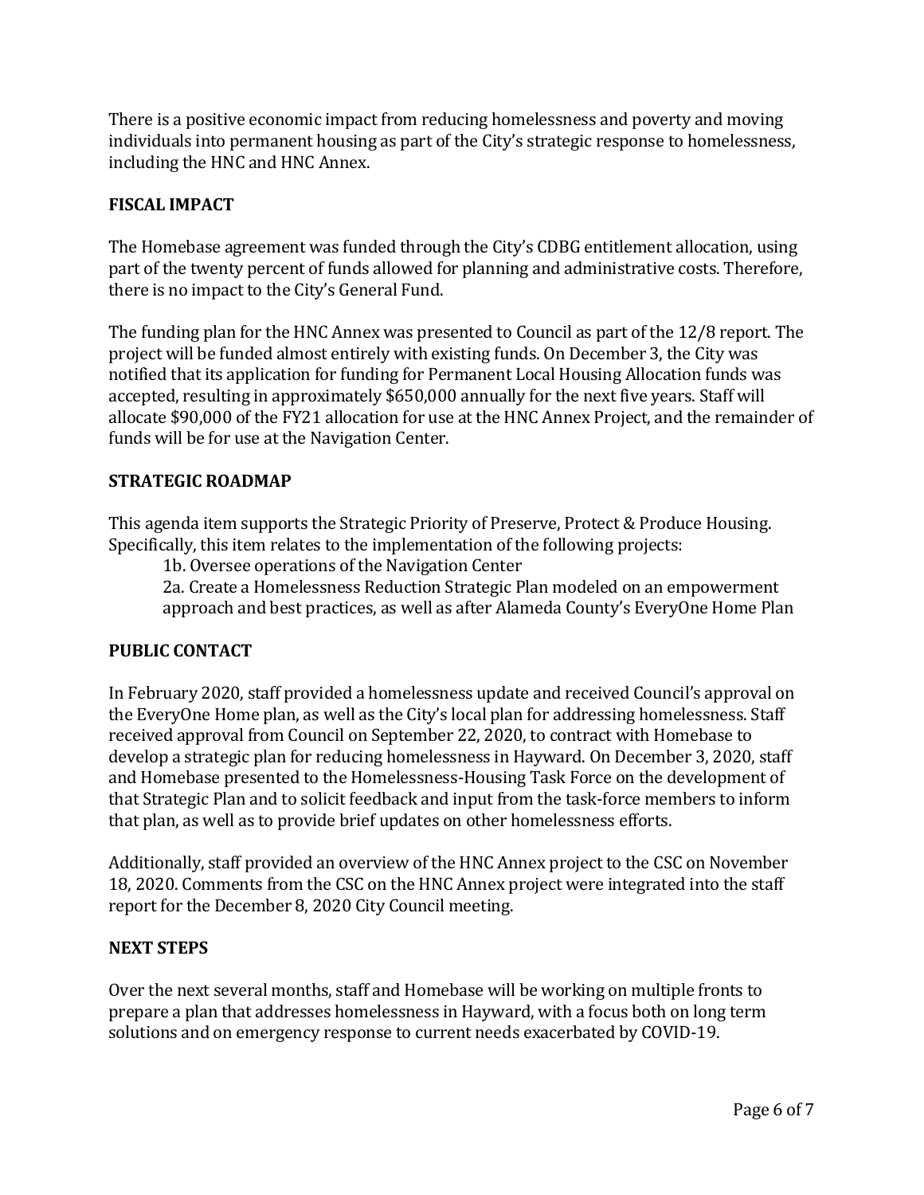There is a positive economic impact from reducing homelessness and poverty and moving individuals into permanent housing as part of the City's strategic response to homelessness, including the HNC and HNC Annex.

## FISCAL IMPACT

The Homebase agreement was funded through the City's CDBG entitlement allocation, using part of the twenty percent of funds allowed for planning and administrative costs. Therefore, there is no impact to the City's General Fund.

The funding plan for the HNC Annex was presented to Council as part of the 12/8 report. The project will be funded almost entirely with existing funds. On December 3, the City was notified that its application for funding for Permanent Local Housing Allocation funds was accepted, resulting in approximately $650,000 annually for the next five years. Staff will allocate $90,000 of the FY21 allocation for use at the HNC Annex Project, and the remainder of funds will be for use at the Navigation Center.

## STRATEGIC ROADMAP

This agenda item supports the Strategic Priority of Preserve, Protect & Produce Housing. Specifically, this item relates to the implementation of the following projects:

> 1b. Oversee operations of the Navigation Center
>
> 2a. Create a Homelessness Reduction Strategic Plan modeled on an empowerment approach and best practices, as well as after Alameda County's EveryOne Home Plan

## PUBLIC CONTACT

In February 2020, staff provided a homelessness update and received Council's approval on the EveryOne Home plan, as well as the City's local plan for addressing homelessness. Staff received approval from Council on September 22, 2020, to contract with Homebase to develop a strategic plan for reducing homelessness in Hayward. On December 3, 2020, staff and Homebase presented to the Homelessness-Housing Task Force on the development of that Strategic Plan and to solicit feedback and input from the task-force members to inform that plan, as well as to provide brief updates on other homelessness efforts.

Additionally, staff provided an overview of the HNC Annex project to the CSC on November 18, 2020. Comments from the CSC on the HNC Annex project were integrated into the staff report for the December 8, 2020 City Council meeting.

## NEXT STEPS

Over the next several months, staff and Homebase will be working on multiple fronts to prepare a plan that addresses homelessness in Hayward, with a focus both on long term solutions and on emergency response to current needs exacerbated by COVID-19.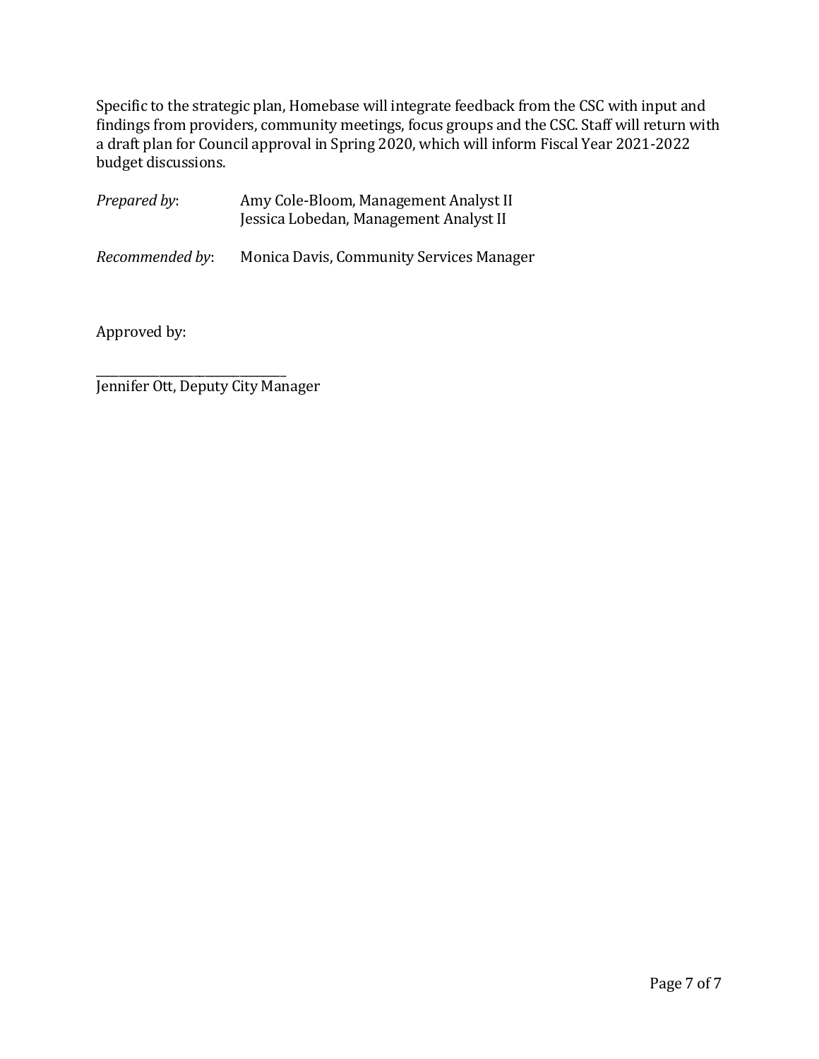Specific to the strategic plan, Homebase will integrate feedback from the CSC with input and findings from providers, community meetings, focus groups and the CSC. Staff will return with a draft plan for Council approval in Spring 2020, which will inform Fiscal Year 2021-2022 budget discussions.

*Prepared by*: Amy Cole-Bloom, Management Analyst II
Jessica Lobedan, Management Analyst II

*Recommended by*: Monica Davis, Community Services Manager

Approved by:

\_\_\_\_\_\_\_\_\_\_\_\_\_\_\_\_\_\_\_\_\_\_\_\_\_\_\_\_\_\_\_\_
Jennifer Ott, Deputy City Manager